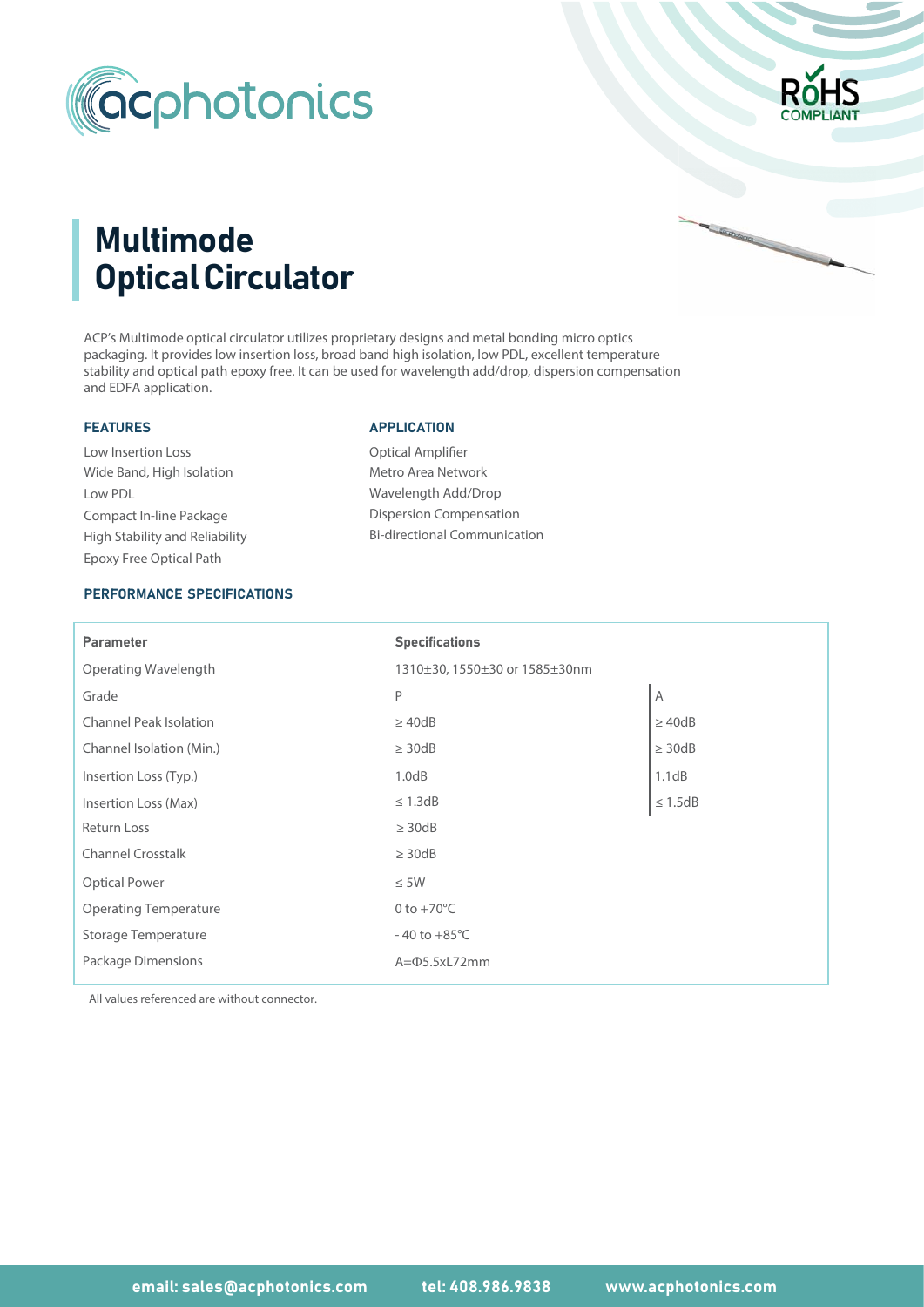# Multimode Optical Circulator

ACP's Multimode optical circulator utilizes proprietary designs and metal bonding micro optics packaging. It provides low insertion loss, broad band high isolation, low PDL, excellent temperature stability and optical path epoxy free. It can be used for wavelength add/drop, dispersion compensation and EDFA application.

### FEATURES

- Low Insertion Loss
- Wide Band, High Isolation
- Low PDL
- Compact In-line Package
- High Stability and Reliability
- Epoxy Free Optical Path

### APPLICATION

- Optical Amplifier
- Metro Area Network
- Wavelength Add/Drop
- Dispersion Compensation
- Bi-directional Communication

### PERFORMANCE SPECIFICATIONS

| Parameter | Specifications | |
|---|---|---|
| Operating Wavelength | 1310±30, 1550±30 or 1585±30nm | |
| Grade | P | A |
| Channel Peak Isolation | ≥ 40dB | ≥ 40dB |
| Channel Isolation (Min.) | ≥ 30dB | ≥ 30dB |
| Insertion Loss (Typ.) | 1.0dB | 1.1dB |
| Insertion Loss (Max) | ≤ 1.3dB | ≤ 1.5dB |
| Return Loss | ≥ 30dB | |
| Channel Crosstalk | ≥ 30dB | |
| Optical Power | ≤ 5W | |
| Operating Temperature | 0 to +70°C | |
| Storage Temperature | - 40 to +85°C | |
| Package Dimensions | A=Φ5.5xL72mm | |

All values referenced are without connector.

email: sales@acphotonics.com tel: 408.986.9838 www.acphotonics.com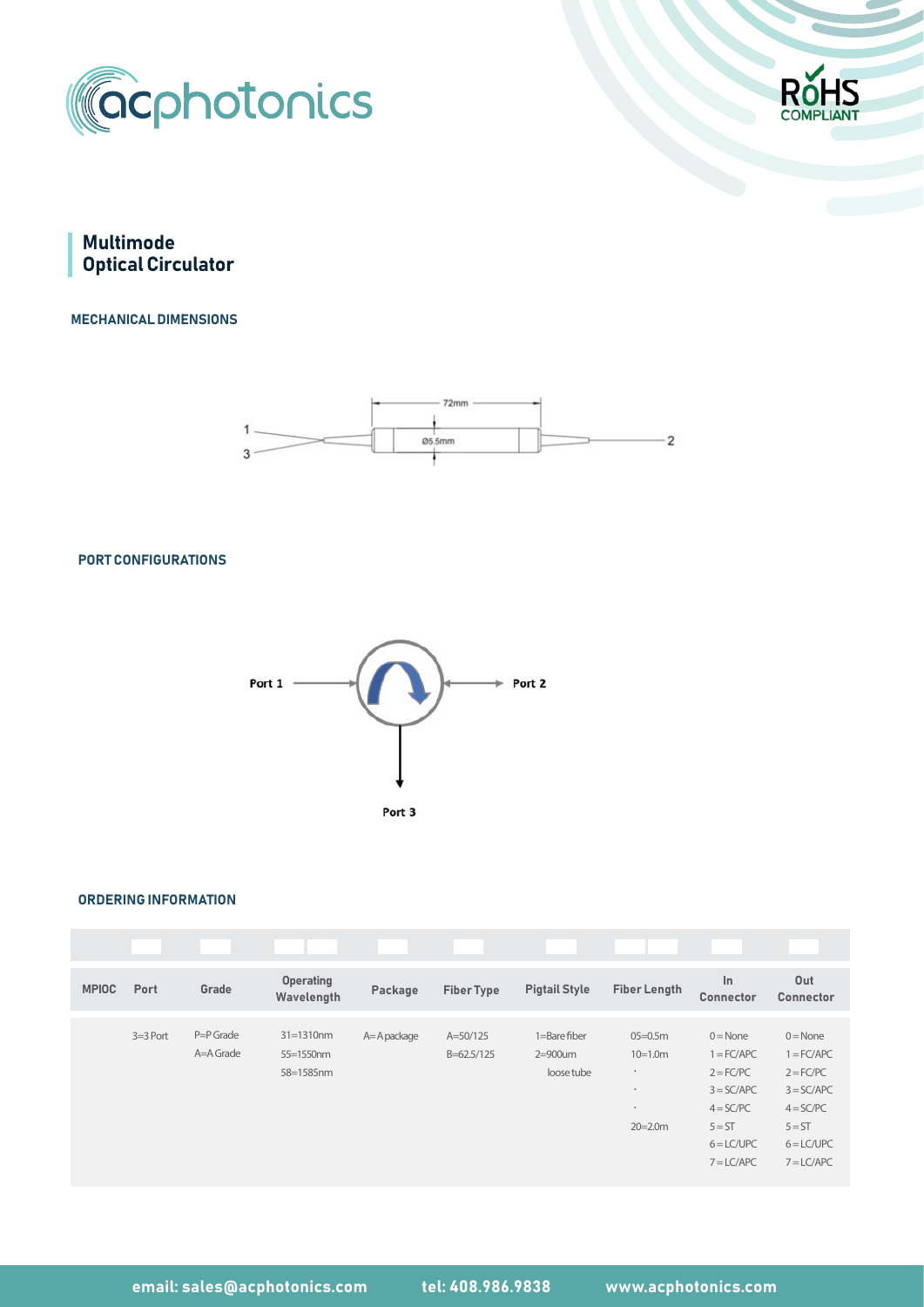## Multimode Optical Circulator

### MECHANICAL DIMENSIONS

72mm

Ø5.5mm

1

3

2

### PORT CONFIGURATIONS

Port 1

Port 2

Port 3

### ORDERING INFORMATION

| MPIOC | Port | Grade | Operating Wavelength | Package | Fiber Type | Pigtail Style | Fiber Length | In Connector | Out Connector |
|---|---|---|---|---|---|---|---|---|---|
| | 3=3 Port | P=P Grade<br>A=A Grade | 31=1310nm<br>55=1550nm<br>58=1585nm | A= A package | A=50/125<br>B=62.5/125 | 1=Bare fiber<br>2=900um loose tube | 05=0.5m<br>10=1.0m<br>·<br>·<br>·<br>20=2.0m | 0 = None<br>1 = FC/APC<br>2 = FC/PC<br>3 = SC/APC<br>4 = SC/PC<br>5 = ST<br>6 = LC/UPC<br>7 = LC/APC | 0 = None<br>1 = FC/APC<br>2 = FC/PC<br>3 = SC/APC<br>4 = SC/PC<br>5 = ST<br>6 = LC/UPC<br>7 = LC/APC |

email: sales@acphotonics.com tel: 408.986.9838 www.acphotonics.com